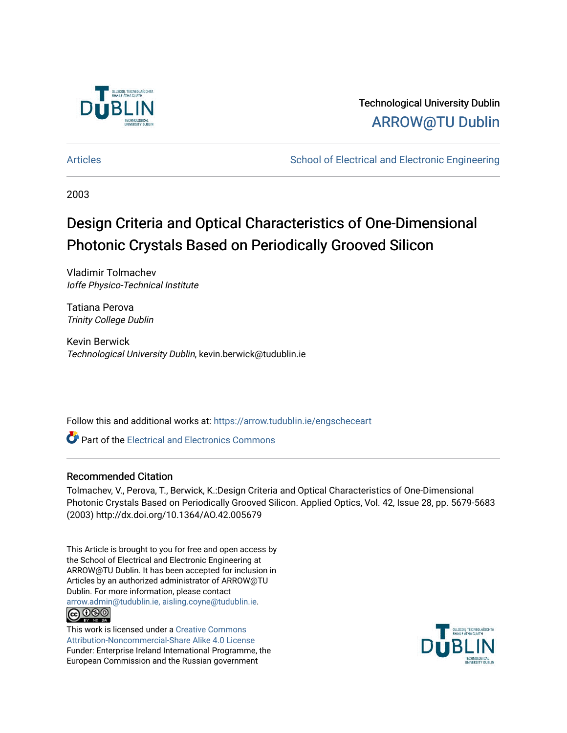Technological University Dublin

ARROW@TU Dublin

Articles

School of Electrical and Electronic Engineering

2003

# Design Criteria and Optical Characteristics of One-Dimensional Photonic Crystals Based on Periodically Grooved Silicon

Vladimir Tolmachev
*Ioffe Physico-Technical Institute*

Tatiana Perova
*Trinity College Dublin*

Kevin Berwick
*Technological University Dublin*, kevin.berwick@tudublin.ie

Follow this and additional works at: https://arrow.tudublin.ie/engscheceart

Part of the Electrical and Electronics Commons

## Recommended Citation

Tolmachev, V., Perova, T., Berwick, K.:Design Criteria and Optical Characteristics of One-Dimensional Photonic Crystals Based on Periodically Grooved Silicon. Applied Optics, Vol. 42, Issue 28, pp. 5679-5683 (2003) http://dx.doi.org/10.1364/AO.42.005679

This Article is brought to you for free and open access by the School of Electrical and Electronic Engineering at ARROW@TU Dublin. It has been accepted for inclusion in Articles by an authorized administrator of ARROW@TU Dublin. For more information, please contact arrow.admin@tudublin.ie, aisling.coyne@tudublin.ie.

This work is licensed under a Creative Commons Attribution-Noncommercial-Share Alike 4.0 License
Funder: Enterprise Ireland International Programme, the European Commission and the Russian government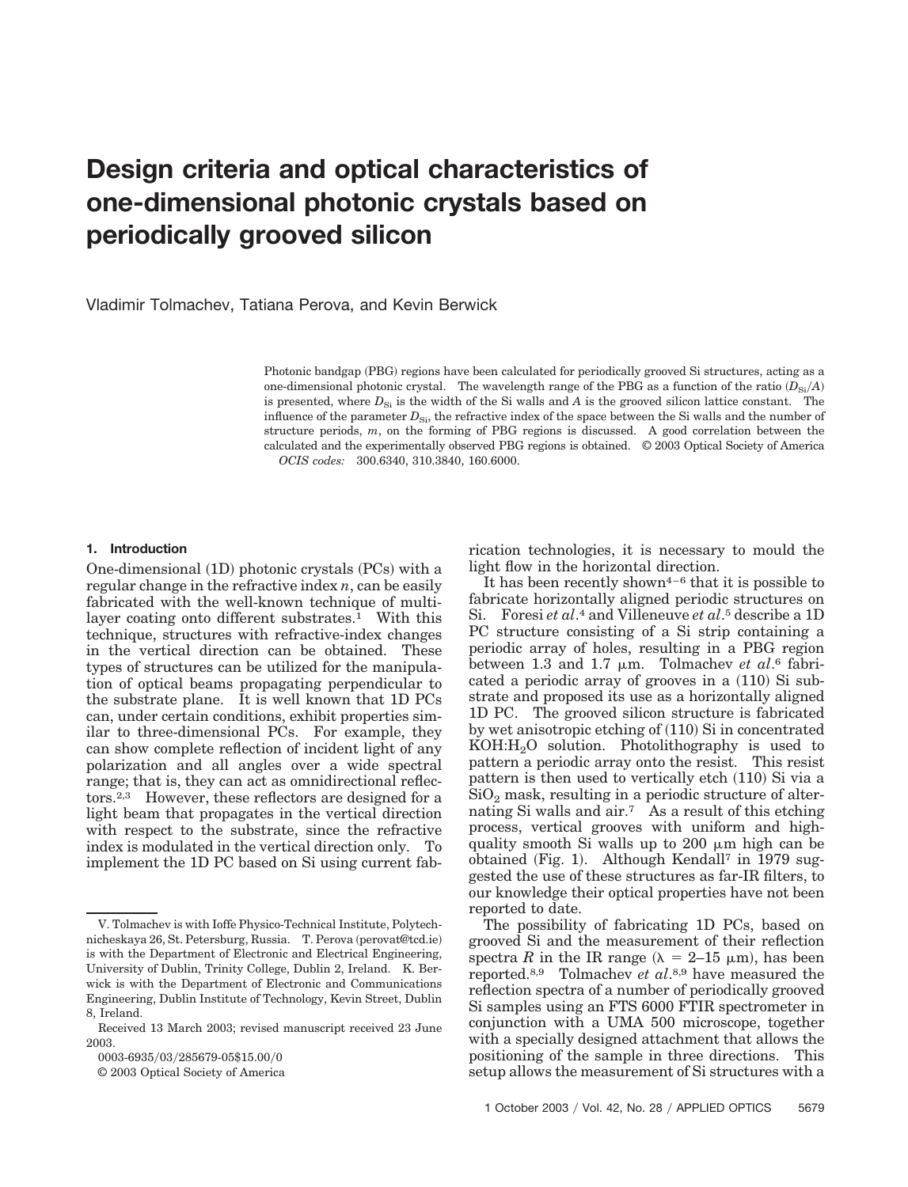# Design criteria and optical characteristics of one-dimensional photonic crystals based on periodically grooved silicon

Vladimir Tolmachev, Tatiana Perova, and Kevin Berwick

Photonic bandgap (PBG) regions have been calculated for periodically grooved Si structures, acting as a one-dimensional photonic crystal. The wavelength range of the PBG as a function of the ratio ($D_{Si}/A$) is presented, where $D_{Si}$ is the width of the Si walls and $A$ is the grooved silicon lattice constant. The influence of the parameter $D_{Si}$, the refractive index of the space between the Si walls and the number of structure periods, $m$, on the forming of PBG regions is discussed. A good correlation between the calculated and the experimentally observed PBG regions is obtained. © 2003 Optical Society of America

*OCIS codes:* 300.6340, 310.3840, 160.6000.

## 1. Introduction

One-dimensional (1D) photonic crystals (PCs) with a regular change in the refractive index $n$, can be easily fabricated with the well-known technique of multilayer coating onto different substrates.[1] With this technique, structures with refractive-index changes in the vertical direction can be obtained. These types of structures can be utilized for the manipulation of optical beams propagating perpendicular to the substrate plane. It is well known that 1D PCs can, under certain conditions, exhibit properties similar to three-dimensional PCs. For example, they can show complete reflection of incident light of any polarization and all angles over a wide spectral range; that is, they can act as omnidirectional reflectors.[2,3] However, these reflectors are designed for a light beam that propagates in the vertical direction with respect to the substrate, since the refractive index is modulated in the vertical direction only. To implement the 1D PC based on Si using current fabrication technologies, it is necessary to mould the light flow in the horizontal direction.

It has been recently shown[4–6] that it is possible to fabricate horizontally aligned periodic structures on Si. Foresi *et al*.[4] and Villeneuve *et al*.[5] describe a 1D PC structure consisting of a Si strip containing a periodic array of holes, resulting in a PBG region between 1.3 and 1.7 μm. Tolmachev *et al*.[6] fabricated a periodic array of grooves in a (110) Si substrate and proposed its use as a horizontally aligned 1D PC. The grooved silicon structure is fabricated by wet anisotropic etching of (110) Si in concentrated KOH:$H_2O$ solution. Photolithography is used to pattern a periodic array onto the resist. This resist pattern is then used to vertically etch (110) Si via a $SiO_2$ mask, resulting in a periodic structure of alternating Si walls and air.[7] As a result of this etching process, vertical grooves with uniform and high-quality smooth Si walls up to 200 μm high can be obtained (Fig. 1). Although Kendall[7] in 1979 suggested the use of these structures as far-IR filters, to our knowledge their optical properties have not been reported to date.

The possibility of fabricating 1D PCs, based on grooved Si and the measurement of their reflection spectra $R$ in the IR range ($\lambda$ = 2–15 μm), has been reported.[8,9] Tolmachev *et al*.[8,9] have measured the reflection spectra of a number of periodically grooved Si samples using an FTS 6000 FTIR spectrometer in conjunction with a UMA 500 microscope, together with a specially designed attachment that allows the positioning of the sample in three directions. This setup allows the measurement of Si structures with a

V. Tolmachev is with Ioffe Physico-Technical Institute, Polytechnicheskaya 26, St. Petersburg, Russia. T. Perova (perovat@tcd.ie) is with the Department of Electronic and Electrical Engineering, University of Dublin, Trinity College, Dublin 2, Ireland. K. Berwick is with the Department of Electronic and Communications Engineering, Dublin Institute of Technology, Kevin Street, Dublin 8, Ireland.

Received 13 March 2003; revised manuscript received 23 June 2003.

0003-6935/03/285679-05$15.00/0

© 2003 Optical Society of America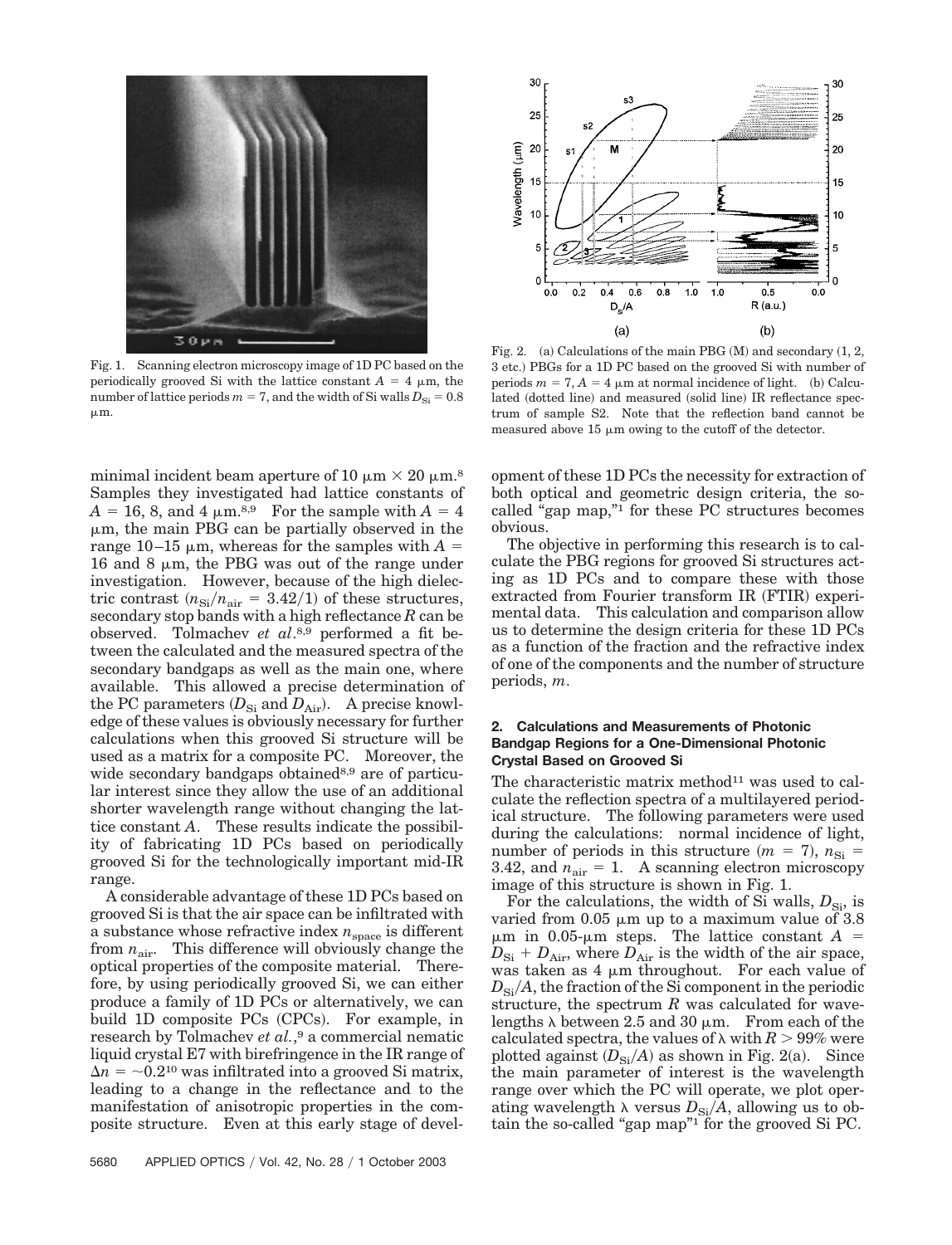Fig. 1. Scanning electron microscopy image of 1D PC based on the periodically grooved Si with the lattice constant $A = 4$ μm, the number of lattice periods $m = 7$, and the width of Si walls $D_{Si} = 0.8$ μm.

Fig. 2. (a) Calculations of the main PBG (M) and secondary (1, 2, 3 etc.) PBGs for a 1D PC based on the grooved Si with number of periods $m = 7$, $A = 4$ μm at normal incidence of light. (b) Calculated (dotted line) and measured (solid line) IR reflectance spectrum of sample S2. Note that the reflection band cannot be measured above 15 μm owing to the cutoff of the detector.

minimal incident beam aperture of 10 μm × 20 μm.[8] Samples they investigated had lattice constants of $A = 16$, 8, and 4 μm.[8,9] For the sample with $A = 4$ μm, the main PBG can be partially observed in the range 10–15 μm, whereas for the samples with $A = 16$ and 8 μm, the PBG was out of the range under investigation. However, because of the high dielectric contrast ($n_{Si}/n_{air} = 3.42/1$) of these structures, secondary stop bands with a high reflectance $R$ can be observed. Tolmachev *et al.*[8,9] performed a fit between the calculated and the measured spectra of the secondary bandgaps as well as the main one, where available. This allowed a precise determination of the PC parameters ($D_{Si}$ and $D_{Air}$). A precise knowledge of these values is obviously necessary for further calculations when this grooved Si structure will be used as a matrix for a composite PC. Moreover, the wide secondary bandgaps obtained[8,9] are of particular interest since they allow the use of an additional shorter wavelength range without changing the lattice constant $A$. These results indicate the possibility of fabricating 1D PCs based on periodically grooved Si for the technologically important mid-IR range.

A considerable advantage of these 1D PCs based on grooved Si is that the air space can be infiltrated with a substance whose refractive index $n_{space}$ is different from $n_{air}$. This difference will obviously change the optical properties of the composite material. Therefore, by using periodically grooved Si, we can either produce a family of 1D PCs or alternatively, we can build 1D composite PCs (CPCs). For example, in research by Tolmachev *et al.*,[9] a commercial nematic liquid crystal E7 with birefringence in the IR range of $\Delta n = \sim 0.2$[10] was infiltrated into a grooved Si matrix, leading to a change in the reflectance and to the manifestation of anisotropic properties in the composite structure. Even at this early stage of development of these 1D PCs the necessity for extraction of both optical and geometric design criteria, the so-called "gap map,"[1] for these PC structures becomes obvious.

The objective in performing this research is to calculate the PBG regions for grooved Si structures acting as 1D PCs and to compare these with those extracted from Fourier transform IR (FTIR) experimental data. This calculation and comparison allow us to determine the design criteria for these 1D PCs as a function of the fraction and the refractive index of one of the components and the number of structure periods, $m$.

## 2. Calculations and Measurements of Photonic Bandgap Regions for a One-Dimensional Photonic Crystal Based on Grooved Si

The characteristic matrix method[11] was used to calculate the reflection spectra of a multilayered periodical structure. The following parameters were used during the calculations: normal incidence of light, number of periods in this structure ($m = 7$), $n_{Si} = 3.42$, and $n_{air} = 1$. A scanning electron microscopy image of this structure is shown in Fig. 1.

For the calculations, the width of Si walls, $D_{Si}$, is varied from 0.05 μm up to a maximum value of 3.8 μm in 0.05-μm steps. The lattice constant $A = D_{Si} + D_{Air}$, where $D_{Air}$ is the width of the air space, was taken as 4 μm throughout. For each value of $D_{Si}/A$, the fraction of the Si component in the periodic structure, the spectrum $R$ was calculated for wavelengths $\lambda$ between 2.5 and 30 μm. From each of the calculated spectra, the values of $\lambda$ with $R > 99\%$ were plotted against $(D_{Si}/A)$ as shown in Fig. 2(a). Since the main parameter of interest is the wavelength range over which the PC will operate, we plot operating wavelength $\lambda$ versus $D_{Si}/A$, allowing us to obtain the so-called "gap map"[1] for the grooved Si PC.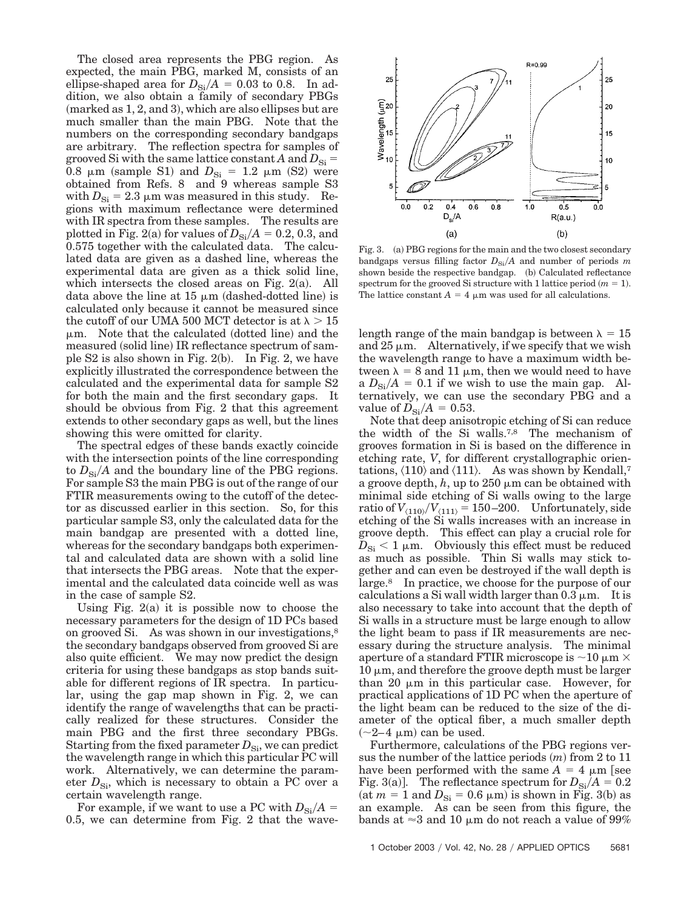The closed area represents the PBG region. As expected, the main PBG, marked M, consists of an ellipse-shaped area for $D_{Si}/A = 0.03$ to 0.8. In addition, we also obtain a family of secondary PBGs (marked as 1, 2, and 3), which are also ellipses but are much smaller than the main PBG. Note that the numbers on the corresponding secondary bandgaps are arbitrary. The reflection spectra for samples of grooved Si with the same lattice constant $A$ and $D_{Si} = 0.8$ μm (sample S1) and $D_{Si} = 1.2$ μm (S2) were obtained from Refs. 8 and 9 whereas sample S3 with $D_{Si} = 2.3$ μm was measured in this study. Regions with maximum reflectance were determined with IR spectra from these samples. The results are plotted in Fig. 2(a) for values of $D_{Si}/A = 0.2$, 0.3, and 0.575 together with the calculated data. The calculated data are given as a dashed line, whereas the experimental data are given as a thick solid line, which intersects the closed areas on Fig. 2(a). All data above the line at 15 μm (dashed-dotted line) is calculated only because it cannot be measured since the cutoff of our UMA 500 MCT detector is at $\lambda > 15$ μm. Note that the calculated (dotted line) and the measured (solid line) IR reflectance spectrum of sample S2 is also shown in Fig. 2(b). In Fig. 2, we have explicitly illustrated the correspondence between the calculated and the experimental data for sample S2 for both the main and the first secondary gaps. It should be obvious from Fig. 2 that this agreement extends to other secondary gaps as well, but the lines showing this were omitted for clarity.

The spectral edges of these bands exactly coincide with the intersection points of the line corresponding to $D_{Si}/A$ and the boundary line of the PBG regions. For sample S3 the main PBG is out of the range of our FTIR measurements owing to the cutoff of the detector as discussed earlier in this section. So, for this particular sample S3, only the calculated data for the main bandgap are presented with a dotted line, whereas for the secondary bandgaps both experimental and calculated data are shown with a solid line that intersects the PBG areas. Note that the experimental and the calculated data coincide well as was in the case of sample S2.

Using Fig. 2(a) it is possible now to choose the necessary parameters for the design of 1D PCs based on grooved Si. As was shown in our investigations,[8] the secondary bandgaps observed from grooved Si are also quite efficient. We may now predict the design criteria for using these bandgaps as stop bands suitable for different regions of IR spectra. In particular, using the gap map shown in Fig. 2, we can identify the range of wavelengths that can be practically realized for these structures. Consider the main PBG and the first three secondary PBGs. Starting from the fixed parameter $D_{Si}$, we can predict the wavelength range in which this particular PC will work. Alternatively, we can determine the parameter $D_{Si}$, which is necessary to obtain a PC over a certain wavelength range.

For example, if we want to use a PC with $D_{Si}/A = 0.5$, we can determine from Fig. 2 that the wavelength range of the main bandgap is between $\lambda = 15$ and 25 μm. Alternatively, if we specify that we wish the wavelength range to have a maximum width between $\lambda = 8$ and 11 μm, then we would need to have a $D_{Si}/A = 0.1$ if we wish to use the main gap. Alternatively, we can use the secondary PBG and a value of $D_{Si}/A = 0.53$.

Note that deep anisotropic etching of Si can reduce the width of the Si walls.[7,8] The mechanism of grooves formation in Si is based on the difference in etching rate, $V$, for different crystallographic orientations, ⟨110⟩ and ⟨111⟩. As was shown by Kendall,[7] a groove depth, $h$, up to 250 μm can be obtained with minimal side etching of Si walls owing to the large ratio of $V_{\langle 110\rangle}/V_{\langle 111\rangle} = 150$–200. Unfortunately, side etching of the Si walls increases with an increase in groove depth. This effect can play a crucial role for $D_{Si} < 1$ μm. Obviously this effect must be reduced as much as possible. Thin Si walls may stick together and can even be destroyed if the wall depth is large.[8] In practice, we choose for the purpose of our calculations a Si wall width larger than 0.3 μm. It is also necessary to take into account that the depth of Si walls in a structure must be large enough to allow the light beam to pass if IR measurements are necessary during the structure analysis. The minimal aperture of a standard FTIR microscope is ~10 μm × 10 μm, and therefore the groove depth must be larger than 20 μm in this particular case. However, for practical applications of 1D PC when the aperture of the light beam can be reduced to the size of the diameter of the optical fiber, a much smaller depth (~2–4 μm) can be used.

Furthermore, calculations of the PBG regions versus the number of the lattice periods ($m$) from 2 to 11 have been performed with the same $A = 4$ μm [see Fig. 3(a)]. The reflectance spectrum for $D_{Si}/A = 0.2$ (at $m = 1$ and $D_{Si} = 0.6$ μm) is shown in Fig. 3(b) as an example. As can be seen from this figure, the bands at ≈3 and 10 μm do not reach a value of 99%

Fig. 3. (a) PBG regions for the main and the two closest secondary bandgaps versus filling factor $D_{Si}/A$ and number of periods $m$ shown beside the respective bandgap. (b) Calculated reflectance spectrum for the grooved Si structure with 1 lattice period ($m = 1$). The lattice constant $A = 4$ μm was used for all calculations.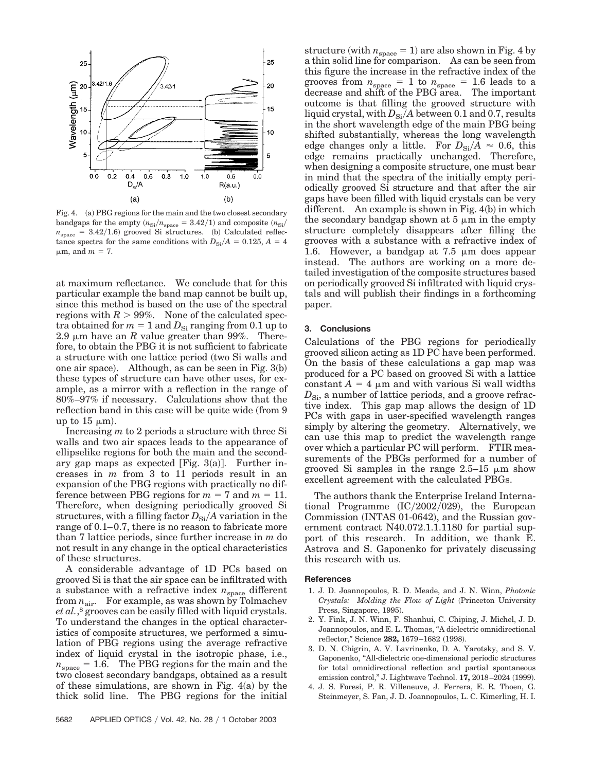Fig. 4. (a) PBG regions for the main and the two closest secondary bandgaps for the empty ($n_{Si}/n_{space} = 3.42/1$) and composite ($n_{Si}/n_{space} = 3.42/1.6$) grooved Si structures. (b) Calculated reflectance spectra for the same conditions with $D_{Si}/A = 0.125$, $A = 4$ μm, and $m = 7$.

at maximum reflectance. We conclude that for this particular example the band map cannot be built up, since this method is based on the use of the spectral regions with $R > 99\%$. None of the calculated spectra obtained for $m = 1$ and $D_{Si}$ ranging from 0.1 up to 2.9 μm have an $R$ value greater than 99%. Therefore, to obtain the PBG it is not sufficient to fabricate a structure with one lattice period (two Si walls and one air space). Although, as can be seen in Fig. 3(b) these types of structure can have other uses, for example, as a mirror with a reflection in the range of 80%–97% if necessary. Calculations show that the reflection band in this case will be quite wide (from 9 up to 15 μm).

Increasing $m$ to 2 periods a structure with three Si walls and two air spaces leads to the appearance of ellipselike regions for both the main and the secondary gap maps as expected [Fig. 3(a)]. Further increases in $m$ from 3 to 11 periods result in an expansion of the PBG regions with practically no difference between PBG regions for $m = 7$ and $m = 11$. Therefore, when designing periodically grooved Si structures, with a filling factor $D_{Si}/A$ variation in the range of 0.1–0.7, there is no reason to fabricate more than 7 lattice periods, since further increase in $m$ do not result in any change in the optical characteristics of these structures.

A considerable advantage of 1D PCs based on grooved Si is that the air space can be infiltrated with a substance with a refractive index $n_{space}$ different from $n_{air}$. For example, as was shown by Tolmachev *et al.*,[8] grooves can be easily filled with liquid crystals. To understand the changes in the optical characteristics of composite structures, we performed a simulation of PBG regions using the average refractive index of liquid crystal in the isotropic phase, i.e., $n_{space} = 1.6$. The PBG regions for the main and the two closest secondary bandgaps, obtained as a result of these simulations, are shown in Fig. 4(a) by the thick solid line. The PBG regions for the initial structure (with $n_{space} = 1$) are also shown in Fig. 4 by a thin solid line for comparison. As can be seen from this figure the increase in the refractive index of the grooves from $n_{space} = 1$ to $n_{space} = 1.6$ leads to a decrease and shift of the PBG area. The important outcome is that filling the grooved structure with liquid crystal, with $D_{Si}/A$ between 0.1 and 0.7, results in the short wavelength edge of the main PBG being shifted substantially, whereas the long wavelength edge changes only a little. For $D_{Si}/A \approx 0.6$, this edge remains practically unchanged. Therefore, when designing a composite structure, one must bear in mind that the spectra of the initially empty periodically grooved Si structure and that after the air gaps have been filled with liquid crystals can be very different. An example is shown in Fig. 4(b) in which the secondary bandgap shown at 5 μm in the empty structure completely disappears after filling the grooves with a substance with a refractive index of 1.6. However, a bandgap at 7.5 μm does appear instead. The authors are working on a more detailed investigation of the composite structures based on periodically grooved Si infiltrated with liquid crystals and will publish their findings in a forthcoming paper.

## 3. Conclusions

Calculations of the PBG regions for periodically grooved silicon acting as 1D PC have been performed. On the basis of these calculations a gap map was produced for a PC based on grooved Si with a lattice constant $A = 4$ μm and with various Si wall widths $D_{Si}$, a number of lattice periods, and a groove refractive index. This gap map allows the design of 1D PCs with gaps in user-specified wavelength ranges simply by altering the geometry. Alternatively, we can use this map to predict the wavelength range over which a particular PC will perform. FTIR measurements of the PBGs performed for a number of grooved Si samples in the range 2.5–15 μm show excellent agreement with the calculated PBGs.

The authors thank the Enterprise Ireland International Programme (IC/2002/029), the European Commission (INTAS 01-0642), and the Russian government contract N40.072.1.1.1180 for partial support of this research. In addition, we thank E. Astrova and S. Gaponenko for privately discussing this research with us.

### References

1. J. D. Joannopoulos, R. D. Meade, and J. N. Winn, *Photonic Crystals: Molding the Flow of Light* (Princeton University Press, Singapore, 1995).
2. Y. Fink, J. N. Winn, F. Shanhui, C. Chiping, J. Michel, J. D. Joannopoulos, and E. L. Thomas, "A dielectric omnidirectional reflector," Science **282,** 1679–1682 (1998).
3. D. N. Chigrin, A. V. Lavrinenko, D. A. Yarotsky, and S. V. Gaponenko, "All-dielectric one-dimensional periodic structures for total omnidirectional reflection and partial spontaneous emission control," J. Lightwave Technol. **17,** 2018–2024 (1999).
4. J. S. Foresi, P. R. Villeneuve, J. Ferrera, E. R. Thoen, G. Steinmeyer, S. Fan, J. D. Joannopoulos, L. C. Kimerling, H. I.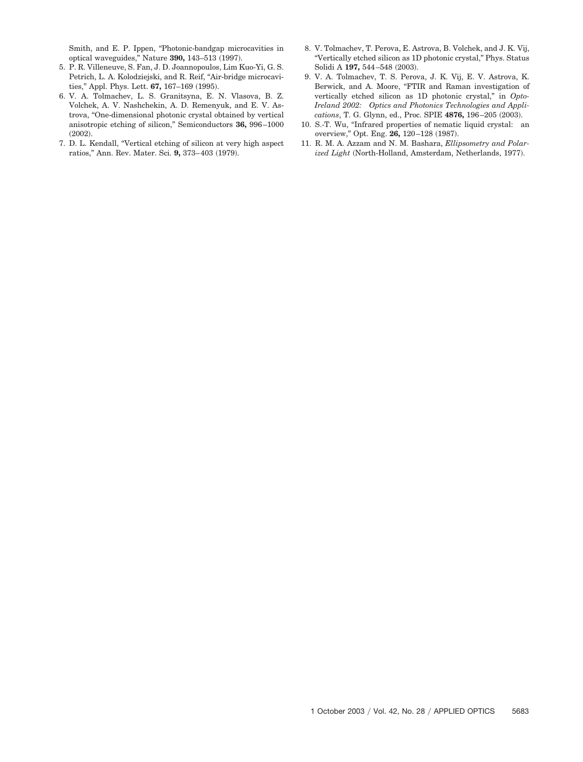Smith, and E. P. Ippen, "Photonic-bandgap microcavities in optical waveguides," Nature **390,** 143–513 (1997).

5. P. R. Villeneuve, S. Fan, J. D. Joannopoulos, Lim Kuo-Yi, G. S. Petrich, L. A. Kolodziejski, and R. Reif, "Air-bridge microcavities," Appl. Phys. Lett. **67,** 167–169 (1995).
6. V. A. Tolmachev, L. S. Granitsyna, E. N. Vlasova, B. Z. Volchek, A. V. Nashchekin, A. D. Remenyuk, and E. V. Astrova, "One-dimensional photonic crystal obtained by vertical anisotropic etching of silicon," Semiconductors **36,** 996–1000 (2002).
7. D. L. Kendall, "Vertical etching of silicon at very high aspect ratios," Ann. Rev. Mater. Sci. **9,** 373–403 (1979).
8. V. Tolmachev, T. Perova, E. Astrova, B. Volchek, and J. K. Vij, "Vertically etched silicon as 1D photonic crystal," Phys. Status Solidi A **197,** 544–548 (2003).
9. V. A. Tolmachev, T. S. Perova, J. K. Vij, E. V. Astrova, K. Berwick, and A. Moore, "FTIR and Raman investigation of vertically etched silicon as 1D photonic crystal," in *Opto-Ireland 2002: Optics and Photonics Technologies and Applications*, T. G. Glynn, ed., Proc. SPIE **4876,** 196–205 (2003).
10. S.-T. Wu, "Infrared properties of nematic liquid crystal: an overview," Opt. Eng. **26,** 120–128 (1987).
11. R. M. A. Azzam and N. M. Bashara, *Ellipsometry and Polarized Light* (North-Holland, Amsterdam, Netherlands, 1977).